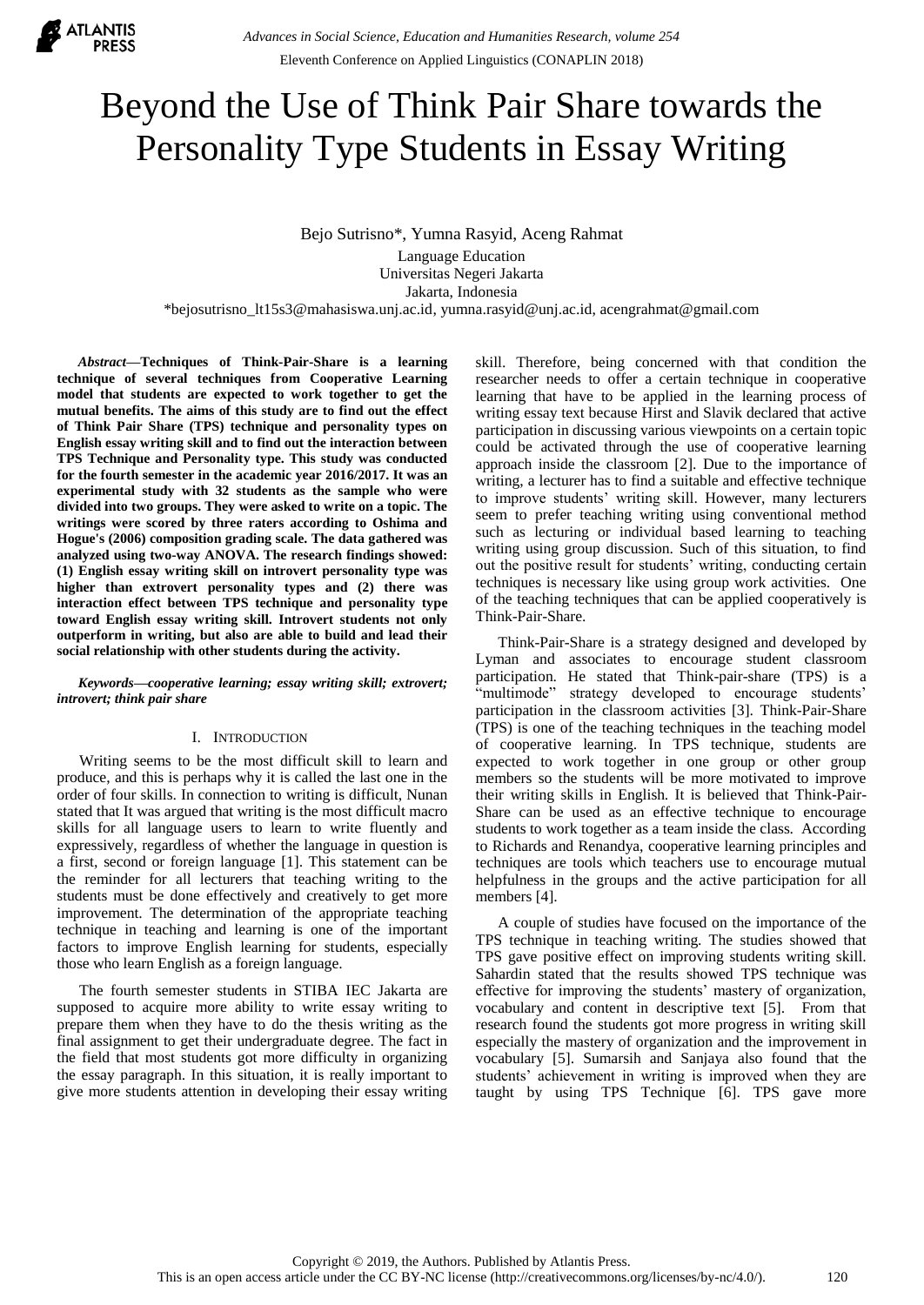# Beyond the Use of Think Pair Share towards the Personality Type Students in Essay Writing

Bejo Sutrisno*, Yumna Rasyid, Aceng Rahmat

Language Education
Universitas Negeri Jakarta
Jakarta, Indonesia
*bejosutrisno_lt15s3@mahasiswa.unj.ac.id, yumna.rasyid@unj.ac.id, acengrahmat@gmail.com

***Abstract*—Techniques of Think-Pair-Share is a learning technique of several techniques from Cooperative Learning model that students are expected to work together to get the mutual benefits. The aims of this study are to find out the effect of Think Pair Share (TPS) technique and personality types on English essay writing skill and to find out the interaction between TPS Technique and Personality type. This study was conducted for the fourth semester in the academic year 2016/2017. It was an experimental study with 32 students as the sample who were divided into two groups. They were asked to write on a topic. The writings were scored by three raters according to Oshima and Hogue's (2006) composition grading scale. The data gathered was analyzed using two-way ANOVA. The research findings showed: (1) English essay writing skill on introvert personality type was higher than extrovert personality types and (2) there was interaction effect between TPS technique and personality type toward English essay writing skill. Introvert students not only outperform in writing, but also are able to build and lead their social relationship with other students during the activity.**

***Keywords*—*cooperative learning; essay writing skill; extrovert; introvert; think pair share***

## I. Introduction

Writing seems to be the most difficult skill to learn and produce, and this is perhaps why it is called the last one in the order of four skills. In connection to writing is difficult, Nunan stated that It was argued that writing is the most difficult macro skills for all language users to learn to write fluently and expressively, regardless of whether the language in question is a first, second or foreign language [1]. This statement can be the reminder for all lecturers that teaching writing to the students must be done effectively and creatively to get more improvement. The determination of the appropriate teaching technique in teaching and learning is one of the important factors to improve English learning for students, especially those who learn English as a foreign language.

The fourth semester students in STIBA IEC Jakarta are supposed to acquire more ability to write essay writing to prepare them when they have to do the thesis writing as the final assignment to get their undergraduate degree. The fact in the field that most students got more difficulty in organizing the essay paragraph. In this situation, it is really important to give more students attention in developing their essay writing skill. Therefore, being concerned with that condition the researcher needs to offer a certain technique in cooperative learning that have to be applied in the learning process of writing essay text because Hirst and Slavik declared that active participation in discussing various viewpoints on a certain topic could be activated through the use of cooperative learning approach inside the classroom [2]. Due to the importance of writing, a lecturer has to find a suitable and effective technique to improve students' writing skill. However, many lecturers seem to prefer teaching writing using conventional method such as lecturing or individual based learning to teaching writing using group discussion. Such of this situation, to find out the positive result for students' writing, conducting certain techniques is necessary like using group work activities. One of the teaching techniques that can be applied cooperatively is Think-Pair-Share.

Think-Pair-Share is a strategy designed and developed by Lyman and associates to encourage student classroom participation. He stated that Think-pair-share (TPS) is a "multimode" strategy developed to encourage students' participation in the classroom activities [3]. Think-Pair-Share (TPS) is one of the teaching techniques in the teaching model of cooperative learning. In TPS technique, students are expected to work together in one group or other group members so the students will be more motivated to improve their writing skills in English. It is believed that Think-Pair-Share can be used as an effective technique to encourage students to work together as a team inside the class. According to Richards and Renandya, cooperative learning principles and techniques are tools which teachers use to encourage mutual helpfulness in the groups and the active participation for all members [4].

A couple of studies have focused on the importance of the TPS technique in teaching writing. The studies showed that TPS gave positive effect on improving students writing skill. Sahardin stated that the results showed TPS technique was effective for improving the students' mastery of organization, vocabulary and content in descriptive text [5]. From that research found the students got more progress in writing skill especially the mastery of organization and the improvement in vocabulary [5]. Sumarsih and Sanjaya also found that the students' achievement in writing is improved when they are taught by using TPS Technique [6]. TPS gave more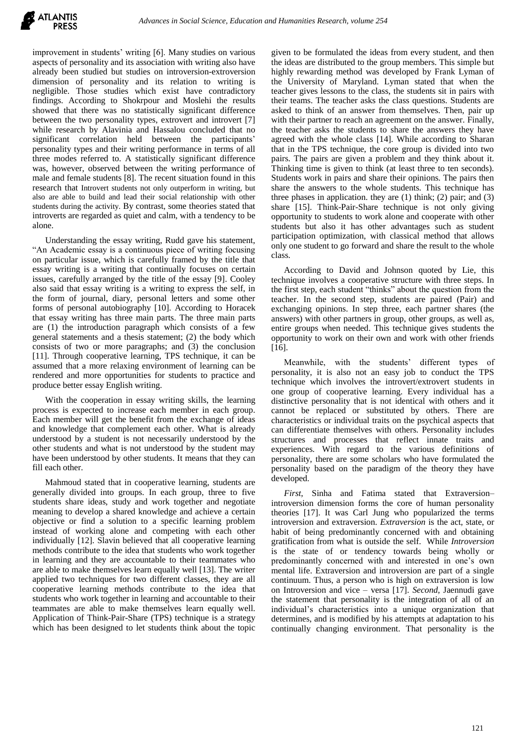improvement in students' writing [6]. Many studies on various aspects of personality and its association with writing also have already been studied but studies on introversion-extroversion dimension of personality and its relation to writing is negligible. Those studies which exist have contradictory findings. According to Shokrpour and Moslehi the results showed that there was no statistically significant difference between the two personality types, extrovert and introvert [7] while research by Alavinia and Hassalou concluded that no significant correlation held between the participants' personality types and their writing performance in terms of all three modes referred to. A statistically significant difference was, however, observed between the writing performance of male and female students [8]. The recent situation found in this research that Introvert students not only outperform in writing, but also are able to build and lead their social relationship with other students during the activity. By contrast, some theories stated that introverts are regarded as quiet and calm, with a tendency to be alone.

Understanding the essay writing, Rudd gave his statement, "An Academic essay is a continuous piece of writing focusing on particular issue, which is carefully framed by the title that essay writing is a writing that continually focuses on certain issues, carefully arranged by the title of the essay [9]. Cooley also said that essay writing is a writing to express the self, in the form of journal, diary, personal letters and some other forms of personal autobiography [10]. According to Horacek that essay writing has three main parts. The three main parts are (1) the introduction paragraph which consists of a few general statements and a thesis statement; (2) the body which consists of two or more paragraphs; and (3) the conclusion [11]. Through cooperative learning, TPS technique, it can be assumed that a more relaxing environment of learning can be rendered and more opportunities for students to practice and produce better essay English writing.

With the cooperation in essay writing skills, the learning process is expected to increase each member in each group. Each member will get the benefit from the exchange of ideas and knowledge that complement each other. What is already understood by a student is not necessarily understood by the other students and what is not understood by the student may have been understood by other students. It means that they can fill each other.

Mahmoud stated that in cooperative learning, students are generally divided into groups. In each group, three to five students share ideas, study and work together and negotiate meaning to develop a shared knowledge and achieve a certain objective or find a solution to a specific learning problem instead of working alone and competing with each other individually [12]. Slavin believed that all cooperative learning methods contribute to the idea that students who work together in learning and they are accountable to their teammates who are able to make themselves learn equally well [13]. The writer applied two techniques for two different classes, they are all cooperative learning methods contribute to the idea that students who work together in learning and accountable to their teammates are able to make themselves learn equally well. Application of Think-Pair-Share (TPS) technique is a strategy which has been designed to let students think about the topic given to be formulated the ideas from every student, and then the ideas are distributed to the group members. This simple but highly rewarding method was developed by Frank Lyman of the University of Maryland. Lyman stated that when the teacher gives lessons to the class, the students sit in pairs with their teams. The teacher asks the class questions. Students are asked to think of an answer from themselves. Then, pair up with their partner to reach an agreement on the answer. Finally, the teacher asks the students to share the answers they have agreed with the whole class [14]. While according to Sharan that in the TPS technique, the core group is divided into two pairs. The pairs are given a problem and they think about it. Thinking time is given to think (at least three to ten seconds). Students work in pairs and share their opinions. The pairs then share the answers to the whole students. This technique has three phases in application. they are (1) think; (2) pair; and (3) share [15]. Think-Pair-Share technique is not only giving opportunity to students to work alone and cooperate with other students but also it has other advantages such as student participation optimization, with classical method that allows only one student to go forward and share the result to the whole class.

According to David and Johnson quoted by Lie, this technique involves a cooperative structure with three steps. In the first step, each student "thinks" about the question from the teacher. In the second step, students are paired (Pair) and exchanging opinions. In step three, each partner shares (the answers) with other partners in group, other groups, as well as, entire groups when needed. This technique gives students the opportunity to work on their own and work with other friends [16].

Meanwhile, with the students' different types of personality, it is also not an easy job to conduct the TPS technique which involves the introvert/extrovert students in one group of cooperative learning. Every individual has a distinctive personality that is not identical with others and it cannot be replaced or substituted by others. There are characteristics or individual traits on the psychical aspects that can differentiate themselves with others. Personality includes structures and processes that reflect innate traits and experiences. With regard to the various definitions of personality, there are some scholars who have formulated the personality based on the paradigm of the theory they have developed.

*First*, Sinha and Fatima stated that Extraversion–introversion dimension forms the core of human personality theories [17]. It was Carl Jung who popularized the terms introversion and extraversion. *Extraversion* is the act, state, or habit of being predominantly concerned with and obtaining gratification from what is outside the self. While *Introversion* is the state of or tendency towards being wholly or predominantly concerned with and interested in one's own mental life. Extraversion and introversion are part of a single continuum. Thus, a person who is high on extraversion is low on Introversion and vice – versa [17]. *Second*, Jaennudi gave the statement that personality is the integration of all of an individual's characteristics into a unique organization that determines, and is modified by his attempts at adaptation to his continually changing environment. That personality is the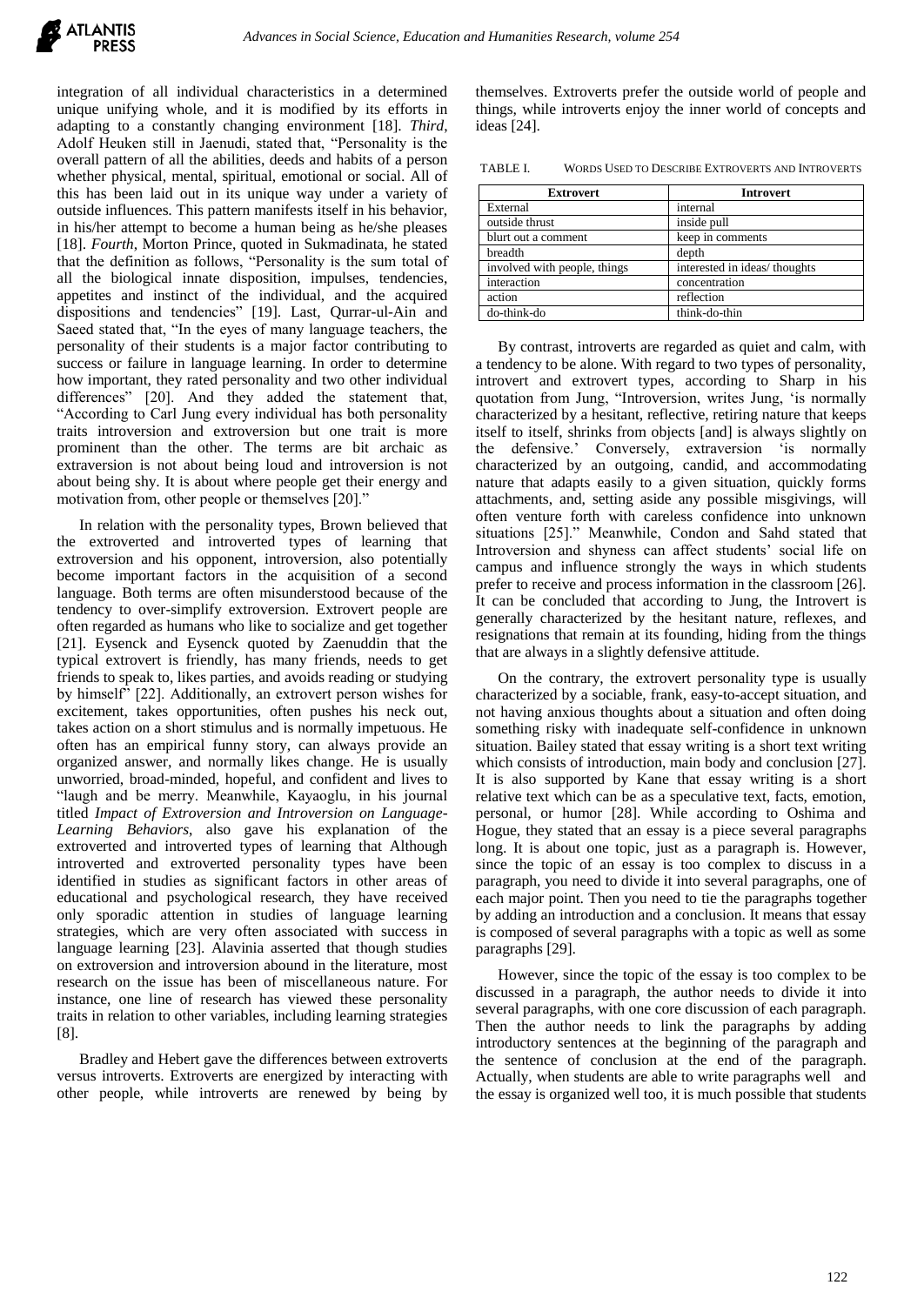integration of all individual characteristics in a determined unique unifying whole, and it is modified by its efforts in adapting to a constantly changing environment [18]. *Third*, Adolf Heuken still in Jaenudi, stated that, "Personality is the overall pattern of all the abilities, deeds and habits of a person whether physical, mental, spiritual, emotional or social. All of this has been laid out in its unique way under a variety of outside influences. This pattern manifests itself in his behavior, in his/her attempt to become a human being as he/she pleases [18]. *Fourth*, Morton Prince, quoted in Sukmadinata, he stated that the definition as follows, "Personality is the sum total of all the biological innate disposition, impulses, tendencies, appetites and instinct of the individual, and the acquired dispositions and tendencies" [19]. Last, Qurrar-ul-Ain and Saeed stated that, "In the eyes of many language teachers, the personality of their students is a major factor contributing to success or failure in language learning. In order to determine how important, they rated personality and two other individual differences" [20]. And they added the statement that, "According to Carl Jung every individual has both personality traits introversion and extroversion but one trait is more prominent than the other. The terms are bit archaic as extraversion is not about being loud and introversion is not about being shy. It is about where people get their energy and motivation from, other people or themselves [20]."

In relation with the personality types, Brown believed that the extroverted and introverted types of learning that extroversion and his opponent, introversion, also potentially become important factors in the acquisition of a second language. Both terms are often misunderstood because of the tendency to over-simplify extroversion. Extrovert people are often regarded as humans who like to socialize and get together [21]. Eysenck and Eysenck quoted by Zaenuddin that the typical extrovert is friendly, has many friends, needs to get friends to speak to, likes parties, and avoids reading or studying by himself" [22]. Additionally, an extrovert person wishes for excitement, takes opportunities, often pushes his neck out, takes action on a short stimulus and is normally impetuous. He often has an empirical funny story, can always provide an organized answer, and normally likes change. He is usually unworried, broad-minded, hopeful, and confident and lives to "laugh and be merry. Meanwhile, Kayaoglu, in his journal titled *Impact of Extroversion and Introversion on Language-Learning Behaviors*, also gave his explanation of the extroverted and introverted types of learning that Although introverted and extroverted personality types have been identified in studies as significant factors in other areas of educational and psychological research, they have received only sporadic attention in studies of language learning strategies, which are very often associated with success in language learning [23]. Alavinia asserted that though studies on extroversion and introversion abound in the literature, most research on the issue has been of miscellaneous nature. For instance, one line of research has viewed these personality traits in relation to other variables, including learning strategies [8].

Bradley and Hebert gave the differences between extroverts versus introverts. Extroverts are energized by interacting with other people, while introverts are renewed by being by themselves. Extroverts prefer the outside world of people and things, while introverts enjoy the inner world of concepts and ideas [24].

TABLE I. WORDS USED TO DESCRIBE EXTROVERTS AND INTROVERTS

| Extrovert | Introvert |
|---|---|
| External | internal |
| outside thrust | inside pull |
| blurt out a comment | keep in comments |
| breadth | depth |
| involved with people, things | interested in ideas/ thoughts |
| interaction | concentration |
| action | reflection |
| do-think-do | think-do-thin |

By contrast, introverts are regarded as quiet and calm, with a tendency to be alone. With regard to two types of personality, introvert and extrovert types, according to Sharp in his quotation from Jung, "Introversion, writes Jung, 'is normally characterized by a hesitant, reflective, retiring nature that keeps itself to itself, shrinks from objects [and] is always slightly on the defensive.' Conversely, extraversion 'is normally characterized by an outgoing, candid, and accommodating nature that adapts easily to a given situation, quickly forms attachments, and, setting aside any possible misgivings, will often venture forth with careless confidence into unknown situations [25]." Meanwhile, Condon and Sahd stated that Introversion and shyness can affect students' social life on campus and influence strongly the ways in which students prefer to receive and process information in the classroom [26]. It can be concluded that according to Jung, the Introvert is generally characterized by the hesitant nature, reflexes, and resignations that remain at its founding, hiding from the things that are always in a slightly defensive attitude.

On the contrary, the extrovert personality type is usually characterized by a sociable, frank, easy-to-accept situation, and not having anxious thoughts about a situation and often doing something risky with inadequate self-confidence in unknown situation. Bailey stated that essay writing is a short text writing which consists of introduction, main body and conclusion [27]. It is also supported by Kane that essay writing is a short relative text which can be as a speculative text, facts, emotion, personal, or humor [28]. While according to Oshima and Hogue, they stated that an essay is a piece several paragraphs long. It is about one topic, just as a paragraph is. However, since the topic of an essay is too complex to discuss in a paragraph, you need to divide it into several paragraphs, one of each major point. Then you need to tie the paragraphs together by adding an introduction and a conclusion. It means that essay is composed of several paragraphs with a topic as well as some paragraphs [29].

However, since the topic of the essay is too complex to be discussed in a paragraph, the author needs to divide it into several paragraphs, with one core discussion of each paragraph. Then the author needs to link the paragraphs by adding introductory sentences at the beginning of the paragraph and the sentence of conclusion at the end of the paragraph. Actually, when students are able to write paragraphs well and the essay is organized well too, it is much possible that students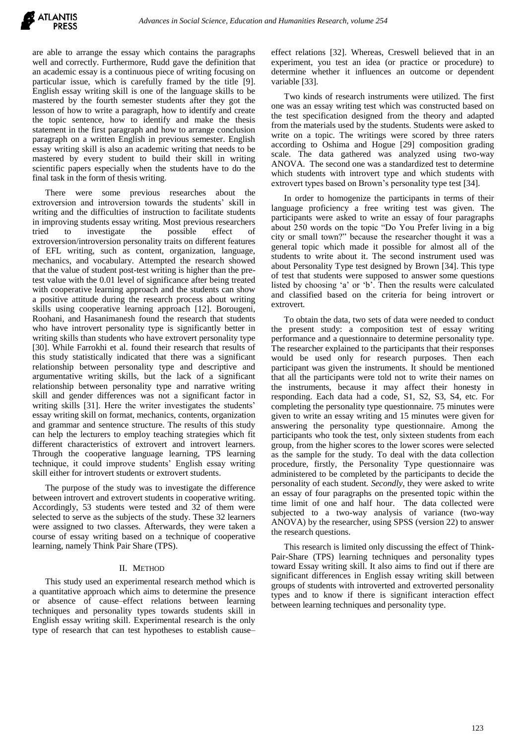are able to arrange the essay which contains the paragraphs well and correctly. Furthermore, Rudd gave the definition that an academic essay is a continuous piece of writing focusing on particular issue, which is carefully framed by the title [9]. English essay writing skill is one of the language skills to be mastered by the fourth semester students after they got the lesson of how to write a paragraph, how to identify and create the topic sentence, how to identify and make the thesis statement in the first paragraph and how to arrange conclusion paragraph on a written English in previous semester. English essay writing skill is also an academic writing that needs to be mastered by every student to build their skill in writing scientific papers especially when the students have to do the final task in the form of thesis writing.

There were some previous researches about the extroversion and introversion towards the students' skill in writing and the difficulties of instruction to facilitate students in improving students essay writing. Most previous researchers tried to investigate the possible effect of extroversion/introversion personality traits on different features of EFL writing, such as content, organization, language, mechanics, and vocabulary. Attempted the research showed that the value of student post-test writing is higher than the pre-test value with the 0.01 level of significance after being treated with cooperative learning approach and the students can show a positive attitude during the research process about writing skills using cooperative learning approach [12]. Borougeni, Roohani, and Hasanimanesh found the research that students who have introvert personality type is significantly better in writing skills than students who have extrovert personality type [30]. While Farrokhi et al. found their research that results of this study statistically indicated that there was a significant relationship between personality type and descriptive and argumentative writing skills, but the lack of a significant relationship between personality type and narrative writing skill and gender differences was not a significant factor in writing skills [31]. Here the writer investigates the students' essay writing skill on format, mechanics, contents, organization and grammar and sentence structure. The results of this study can help the lecturers to employ teaching strategies which fit different characteristics of extrovert and introvert learners. Through the cooperative language learning, TPS learning technique, it could improve students' English essay writing skill either for introvert students or extrovert students.

The purpose of the study was to investigate the difference between introvert and extrovert students in cooperative writing. Accordingly, 53 students were tested and 32 of them were selected to serve as the subjects of the study. These 32 learners were assigned to two classes. Afterwards, they were taken a course of essay writing based on a technique of cooperative learning, namely Think Pair Share (TPS).

## II. Method

This study used an experimental research method which is a quantitative approach which aims to determine the presence or absence of cause–effect relations between learning techniques and personality types towards students skill in English essay writing skill. Experimental research is the only type of research that can test hypotheses to establish cause–effect relations [32]. Whereas, Creswell believed that in an experiment, you test an idea (or practice or procedure) to determine whether it influences an outcome or dependent variable [33].

Two kinds of research instruments were utilized. The first one was an essay writing test which was constructed based on the test specification designed from the theory and adapted from the materials used by the students. Students were asked to write on a topic. The writings were scored by three raters according to Oshima and Hogue [29] composition grading scale. The data gathered was analyzed using two-way ANOVA. The second one was a standardized test to determine which students with introvert type and which students with extrovert types based on Brown's personality type test [34].

In order to homogenize the participants in terms of their language proficiency a free writing test was given. The participants were asked to write an essay of four paragraphs about 250 words on the topic "Do You Prefer living in a big city or small town?" because the researcher thought it was a general topic which made it possible for almost all of the students to write about it. The second instrument used was about Personality Type test designed by Brown [34]. This type of test that students were supposed to answer some questions listed by choosing 'a' or 'b'. Then the results were calculated and classified based on the criteria for being introvert or extrovert.

To obtain the data, two sets of data were needed to conduct the present study: a composition test of essay writing performance and a questionnaire to determine personality type. The researcher explained to the participants that their responses would be used only for research purposes. Then each participant was given the instruments. It should be mentioned that all the participants were told not to write their names on the instruments, because it may affect their honesty in responding. Each data had a code, S1, S2, S3, S4, etc. For completing the personality type questionnaire. 75 minutes were given to write an essay writing and 15 minutes were given for answering the personality type questionnaire. Among the participants who took the test, only sixteen students from each group, from the higher scores to the lower scores were selected as the sample for the study. To deal with the data collection procedure, firstly, the Personality Type questionnaire was administered to be completed by the participants to decide the personality of each student. *Secondly*, they were asked to write an essay of four paragraphs on the presented topic within the time limit of one and half hour. The data collected were subjected to a two-way analysis of variance (two-way ANOVA) by the researcher, using SPSS (version 22) to answer the research questions.

This research is limited only discussing the effect of Think-Pair-Share (TPS) learning techniques and personality types toward Essay writing skill. It also aims to find out if there are significant differences in English essay writing skill between groups of students with introverted and extroverted personality types and to know if there is significant interaction effect between learning techniques and personality type.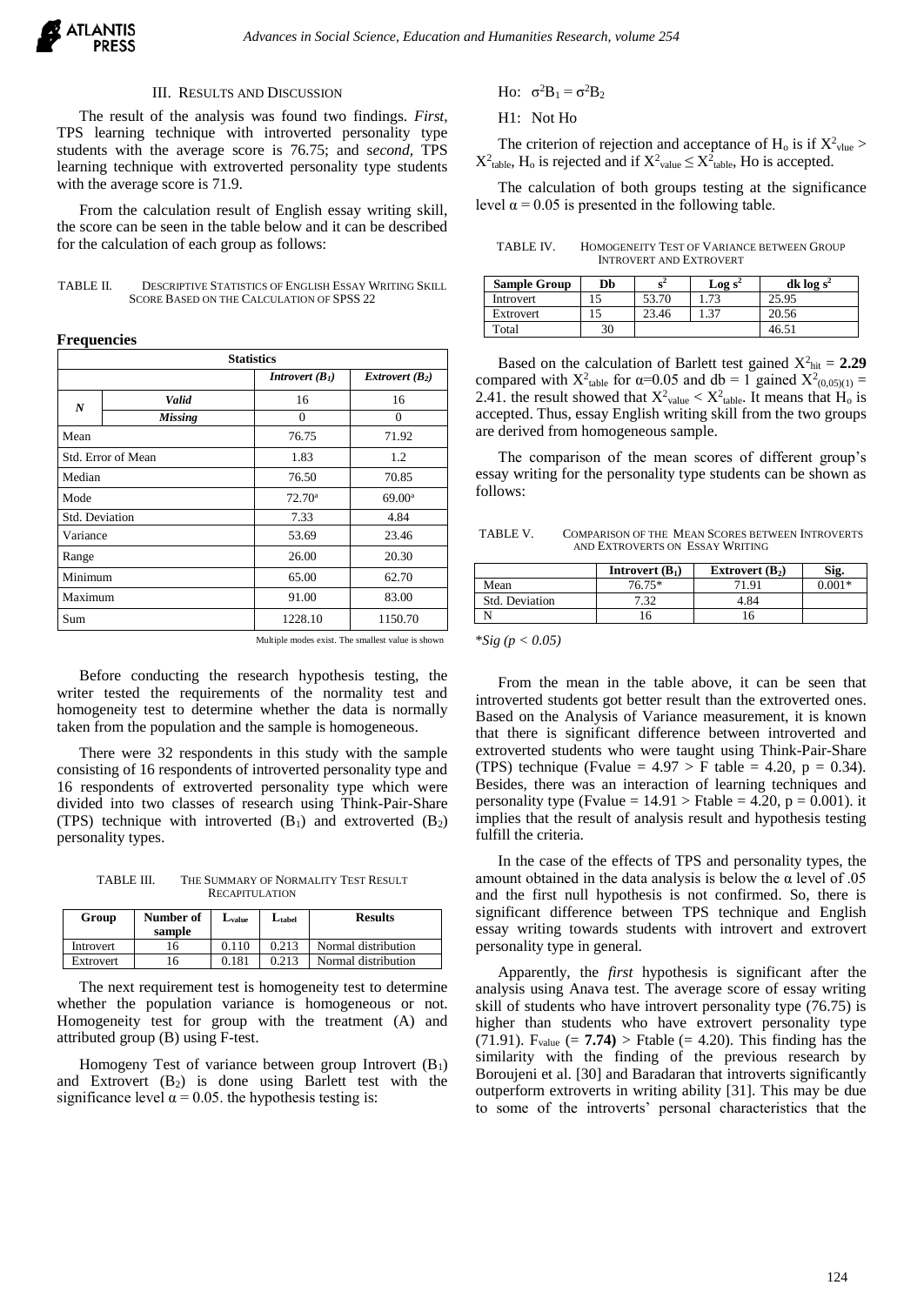## III. Results and Discussion

The result of the analysis was found two findings. *First*, TPS learning technique with introverted personality type students with the average score is 76.75; and s*econd*, TPS learning technique with extroverted personality type students with the average score is 71.9.

From the calculation result of English essay writing skill, the score can be seen in the table below and it can be described for the calculation of each group as follows:

TABLE II. Descriptive Statistics of English Essay Writing Skill Score Based on the Calculation of SPSS 22

**Frequencies**

| Statistics | | | |
|---|---|---|---|
| | | *Introvert ($B_1$)* | *Extrovert ($B_2$)* |
| ***N*** | ***Valid*** | 16 | 16 |
| | ***Missing*** | 0 | 0 |
| Mean | | 76.75 | 71.92 |
| Std. Error of Mean | | 1.83 | 1.2 |
| Median | | 76.50 | 70.85 |
| Mode | | 72.70[a] | 69.00[a] |
| Std. Deviation | | 7.33 | 4.84 |
| Variance | | 53.69 | 23.46 |
| Range | | 26.00 | 20.30 |
| Minimum | | 65.00 | 62.70 |
| Maximum | | 91.00 | 83.00 |
| Sum | | 1228.10 | 1150.70 |

Multiple modes exist. The smallest value is shown

Before conducting the research hypothesis testing, the writer tested the requirements of the normality test and homogeneity test to determine whether the data is normally taken from the population and the sample is homogeneous.

There were 32 respondents in this study with the sample consisting of 16 respondents of introverted personality type and 16 respondents of extroverted personality type which were divided into two classes of research using Think-Pair-Share (TPS) technique with introverted ($B_1$) and extroverted ($B_2$) personality types.

TABLE III. The Summary of Normality Test Result Recapitulation

| Group | Number of sample | $L_{value}$ | $L_{tabel}$ | Results |
|---|---|---|---|---|
| Introvert | 16 | 0.110 | 0.213 | Normal distribution |
| Extrovert | 16 | 0.181 | 0.213 | Normal distribution |

The next requirement test is homogeneity test to determine whether the population variance is homogeneous or not. Homogeneity test for group with the treatment (A) and attributed group (B) using F-test.

Homogeny Test of variance between group Introvert ($B_1$) and Extrovert ($B_2$) is done using Barlett test with the significance level $\alpha = 0.05$. the hypothesis testing is:

Ho: $\sigma^2 B_1 = \sigma^2 B_2$

H1: Not Ho

The criterion of rejection and acceptance of $H_o$ is if $X^2_{vlue} > X^2_{table}$, $H_o$ is rejected and if $X^2_{value} \leq X^2_{table}$, Ho is accepted.

The calculation of both groups testing at the significance level $\alpha = 0.05$ is presented in the following table.

TABLE IV. Homogeneity Test of Variance between Group Introvert and Extrovert

| Sample Group | Db | $s^2$ | $\text{Log } s^2$ | $\text{dk log } s^2$ |
|---|---|---|---|---|
| Introvert | 15 | 53.70 | 1.73 | 25.95 |
| Extrovert | 15 | 23.46 | 1.37 | 20.56 |
| Total | 30 | | | 46.51 |

Based on the calculation of Barlett test gained $X^2_{hit}$ = **2.29** compared with $X^2_{table}$ for $\alpha$=0.05 and db = 1 gained $X^2_{(0,05)(1)}$ = 2.41. the result showed that $X^2_{value} < X^2_{table}$. It means that $H_o$ is accepted. Thus, essay English writing skill from the two groups are derived from homogeneous sample.

The comparison of the mean scores of different group's essay writing for the personality type students can be shown as follows:

TABLE V. Comparison of the Mean Scores between Introverts and Extroverts on Essay Writing

| | Introvert ($B_1$) | Extrovert ($B_2$) | Sig. |
|---|---|---|---|
| Mean | 76.75* | 71.91 | 0.001* |
| Std. Deviation | 7.32 | 4.84 | |
| N | 16 | 16 | |

*$Sig\ (p < 0.05)$*

From the mean in the table above, it can be seen that introverted students got better result than the extroverted ones. Based on the Analysis of Variance measurement, it is known that there is significant difference between introverted and extroverted students who were taught using Think-Pair-Share (TPS) technique (Fvalue = 4.97 > F table = 4.20, p = 0.34). Besides, there was an interaction of learning techniques and personality type (Fvalue = 14.91 > Ftable = 4.20, p = 0.001). it implies that the result of analysis result and hypothesis testing fulfill the criteria.

In the case of the effects of TPS and personality types, the amount obtained in the data analysis is below the α level of .05 and the first null hypothesis is not confirmed. So, there is significant difference between TPS technique and English essay writing towards students with introvert and extrovert personality type in general.

Apparently, the *first* hypothesis is significant after the analysis using Anava test. The average score of essay writing skill of students who have introvert personality type (76.75) is higher than students who have extrovert personality type (71.91). $F_{value}$ (= **7.74)** > Ftable (= 4.20). This finding has the similarity with the finding of the previous research by Boroujeni et al. [30] and Baradaran that introverts significantly outperform extroverts in writing ability [31]. This may be due to some of the introverts' personal characteristics that the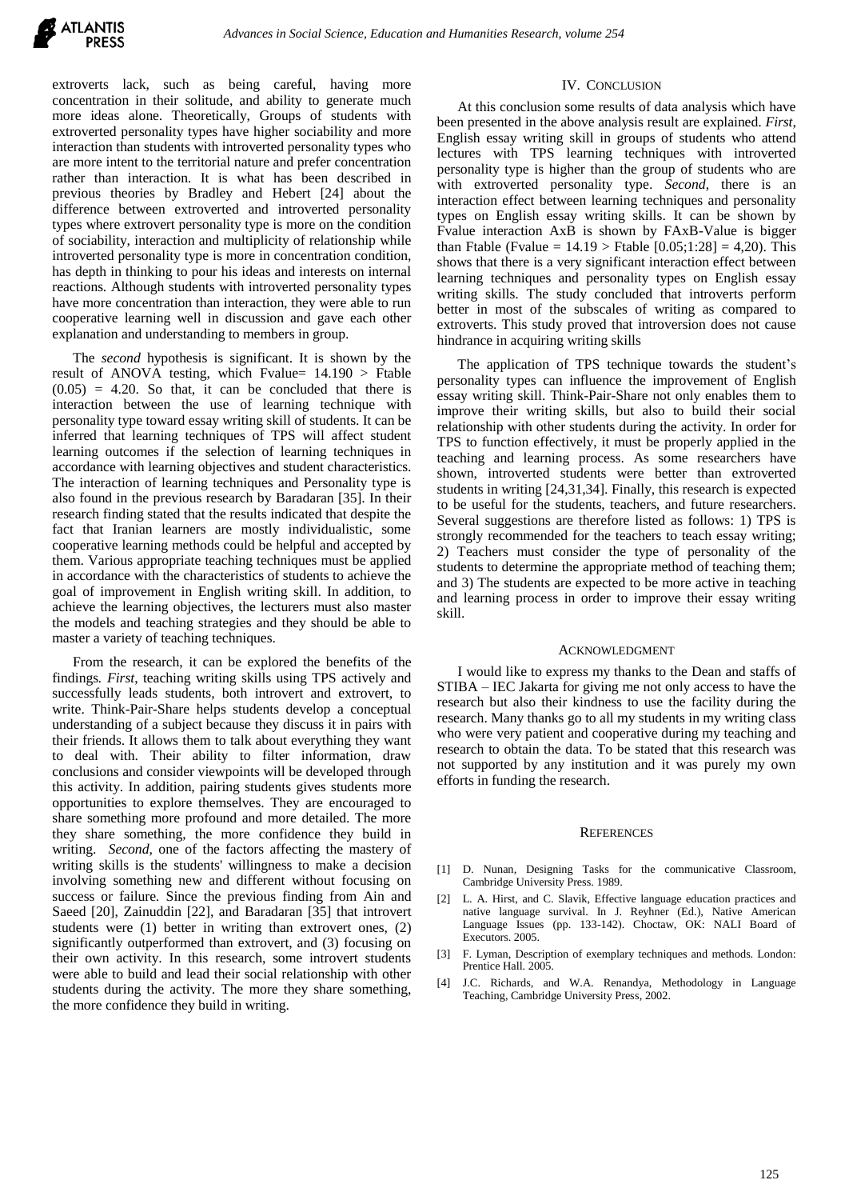extroverts lack, such as being careful, having more concentration in their solitude, and ability to generate much more ideas alone. Theoretically, Groups of students with extroverted personality types have higher sociability and more interaction than students with introverted personality types who are more intent to the territorial nature and prefer concentration rather than interaction. It is what has been described in previous theories by Bradley and Hebert [24] about the difference between extroverted and introverted personality types where extrovert personality type is more on the condition of sociability, interaction and multiplicity of relationship while introverted personality type is more in concentration condition, has depth in thinking to pour his ideas and interests on internal reactions. Although students with introverted personality types have more concentration than interaction, they were able to run cooperative learning well in discussion and gave each other explanation and understanding to members in group.

The *second* hypothesis is significant. It is shown by the result of ANOVA testing, which Fvalue= 14.190 > Ftable (0.05) = 4.20. So that, it can be concluded that there is interaction between the use of learning technique with personality type toward essay writing skill of students. It can be inferred that learning techniques of TPS will affect student learning outcomes if the selection of learning techniques in accordance with learning objectives and student characteristics. The interaction of learning techniques and Personality type is also found in the previous research by Baradaran [35]. In their research finding stated that the results indicated that despite the fact that Iranian learners are mostly individualistic, some cooperative learning methods could be helpful and accepted by them. Various appropriate teaching techniques must be applied in accordance with the characteristics of students to achieve the goal of improvement in English writing skill. In addition, to achieve the learning objectives, the lecturers must also master the models and teaching strategies and they should be able to master a variety of teaching techniques.

From the research, it can be explored the benefits of the findings. *First*, teaching writing skills using TPS actively and successfully leads students, both introvert and extrovert, to write. Think-Pair-Share helps students develop a conceptual understanding of a subject because they discuss it in pairs with their friends. It allows them to talk about everything they want to deal with. Their ability to filter information, draw conclusions and consider viewpoints will be developed through this activity. In addition, pairing students gives students more opportunities to explore themselves. They are encouraged to share something more profound and more detailed. The more they share something, the more confidence they build in writing. *Second*, one of the factors affecting the mastery of writing skills is the students' willingness to make a decision involving something new and different without focusing on success or failure. Since the previous finding from Ain and Saeed [20], Zainuddin [22], and Baradaran [35] that introvert students were (1) better in writing than extrovert ones, (2) significantly outperformed than extrovert, and (3) focusing on their own activity. In this research, some introvert students were able to build and lead their social relationship with other students during the activity. The more they share something, the more confidence they build in writing.

## IV. Conclusion

At this conclusion some results of data analysis which have been presented in the above analysis result are explained. *First*, English essay writing skill in groups of students who attend lectures with TPS learning techniques with introverted personality type is higher than the group of students who are with extroverted personality type. *Second*, there is an interaction effect between learning techniques and personality types on English essay writing skills. It can be shown by Fvalue interaction AxB is shown by FAxB-Value is bigger than Ftable (Fvalue = 14.19 > Ftable [0.05;1:28] = 4,20). This shows that there is a very significant interaction effect between learning techniques and personality types on English essay writing skills. The study concluded that introverts perform better in most of the subscales of writing as compared to extroverts. This study proved that introversion does not cause hindrance in acquiring writing skills

The application of TPS technique towards the student's personality types can influence the improvement of English essay writing skill. Think-Pair-Share not only enables them to improve their writing skills, but also to build their social relationship with other students during the activity. In order for TPS to function effectively, it must be properly applied in the teaching and learning process. As some researchers have shown, introverted students were better than extroverted students in writing [24,31,34]. Finally, this research is expected to be useful for the students, teachers, and future researchers. Several suggestions are therefore listed as follows: 1) TPS is strongly recommended for the teachers to teach essay writing; 2) Teachers must consider the type of personality of the students to determine the appropriate method of teaching them; and 3) The students are expected to be more active in teaching and learning process in order to improve their essay writing skill.

## Acknowledgment

I would like to express my thanks to the Dean and staffs of STIBA – IEC Jakarta for giving me not only access to have the research but also their kindness to use the facility during the research. Many thanks go to all my students in my writing class who were very patient and cooperative during my teaching and research to obtain the data. To be stated that this research was not supported by any institution and it was purely my own efforts in funding the research.

## References

[1] D. Nunan, Designing Tasks for the communicative Classroom, Cambridge University Press. 1989.

[2] L. A. Hirst, and C. Slavik, Effective language education practices and native language survival. In J. Reyhner (Ed.), Native American Language Issues (pp. 133-142). Choctaw, OK: NALI Board of Executors. 2005.

[3] F. Lyman, Description of exemplary techniques and methods. London: Prentice Hall. 2005.

[4] J.C. Richards, and W.A. Renandya, Methodology in Language Teaching, Cambridge University Press, 2002.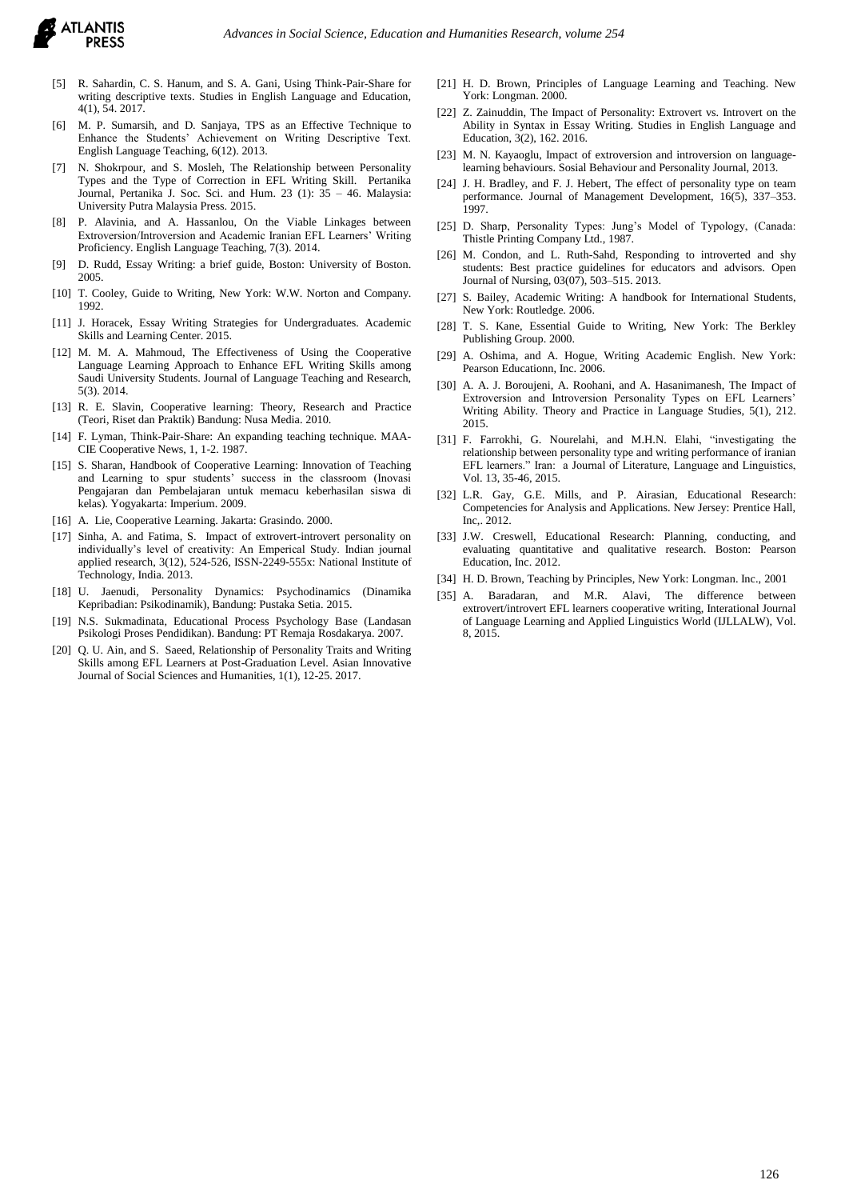[5] R. Sahardin, C. S. Hanum, and S. A. Gani, Using Think-Pair-Share for writing descriptive texts. Studies in English Language and Education, 4(1), 54. 2017.

[6] M. P. Sumarsih, and D. Sanjaya, TPS as an Effective Technique to Enhance the Students' Achievement on Writing Descriptive Text. English Language Teaching, 6(12). 2013.

[7] N. Shokrpour, and S. Mosleh, The Relationship between Personality Types and the Type of Correction in EFL Writing Skill. Pertanika Journal, Pertanika J. Soc. Sci. and Hum. 23 (1): 35 – 46. Malaysia: University Putra Malaysia Press. 2015.

[8] P. Alavinia, and A. Hassanlou, On the Viable Linkages between Extroversion/Introversion and Academic Iranian EFL Learners' Writing Proficiency. English Language Teaching, 7(3). 2014.

[9] D. Rudd, Essay Writing: a brief guide, Boston: University of Boston. 2005.

[10] T. Cooley, Guide to Writing, New York: W.W. Norton and Company. 1992.

[11] J. Horacek, Essay Writing Strategies for Undergraduates. Academic Skills and Learning Center. 2015.

[12] M. M. A. Mahmoud, The Effectiveness of Using the Cooperative Language Learning Approach to Enhance EFL Writing Skills among Saudi University Students. Journal of Language Teaching and Research, 5(3). 2014.

[13] R. E. Slavin, Cooperative learning: Theory, Research and Practice (Teori, Riset dan Praktik) Bandung: Nusa Media. 2010.

[14] F. Lyman, Think-Pair-Share: An expanding teaching technique. MAA-CIE Cooperative News, 1, 1-2. 1987.

[15] S. Sharan, Handbook of Cooperative Learning: Innovation of Teaching and Learning to spur students' success in the classroom (Inovasi Pengajaran dan Pembelajaran untuk memacu keberhasilan siswa di kelas). Yogyakarta: Imperium. 2009.

[16] A. Lie, Cooperative Learning. Jakarta: Grasindo. 2000.

[17] Sinha, A. and Fatima, S. Impact of extrovert-introvert personality on individually's level of creativity: An Emperical Study. Indian journal applied research, 3(12), 524-526, ISSN-2249-555x: National Institute of Technology, India. 2013.

[18] U. Jaenudi, Personality Dynamics: Psychodinamics (Dinamika Kepribadian: Psikodinamik), Bandung: Pustaka Setia. 2015.

[19] N.S. Sukmadinata, Educational Process Psychology Base (Landasan Psikologi Proses Pendidikan). Bandung: PT Remaja Rosdakarya. 2007.

[20] Q. U. Ain, and S. Saeed, Relationship of Personality Traits and Writing Skills among EFL Learners at Post-Graduation Level. Asian Innovative Journal of Social Sciences and Humanities, 1(1), 12-25. 2017.

[21] H. D. Brown, Principles of Language Learning and Teaching. New York: Longman. 2000.

[22] Z. Zainuddin, The Impact of Personality: Extrovert vs. Introvert on the Ability in Syntax in Essay Writing. Studies in English Language and Education, 3(2), 162. 2016.

[23] M. N. Kayaoglu, Impact of extroversion and introversion on language-learning behaviours. Sosial Behaviour and Personality Journal, 2013.

[24] J. H. Bradley, and F. J. Hebert, The effect of personality type on team performance. Journal of Management Development, 16(5), 337–353. 1997.

[25] D. Sharp, Personality Types: Jung's Model of Typology, (Canada: Thistle Printing Company Ltd., 1987.

[26] M. Condon, and L. Ruth-Sahd, Responding to introverted and shy students: Best practice guidelines for educators and advisors. Open Journal of Nursing, 03(07), 503–515. 2013.

[27] S. Bailey, Academic Writing: A handbook for International Students, New York: Routledge. 2006.

[28] T. S. Kane, Essential Guide to Writing, New York: The Berkley Publishing Group. 2000.

[29] A. Oshima, and A. Hogue, Writing Academic English. New York: Pearson Educationn, Inc. 2006.

[30] A. A. J. Boroujeni, A. Roohani, and A. Hasanimanesh, The Impact of Extroversion and Introversion Personality Types on EFL Learners' Writing Ability. Theory and Practice in Language Studies, 5(1), 212. 2015.

[31] F. Farrokhi, G. Nourelahi, and M.H.N. Elahi, "investigating the relationship between personality type and writing performance of iranian EFL learners." Iran: a Journal of Literature, Language and Linguistics, Vol. 13, 35-46, 2015.

[32] L.R. Gay, G.E. Mills, and P. Airasian, Educational Research: Competencies for Analysis and Applications. New Jersey: Prentice Hall, Inc,. 2012.

[33] J.W. Creswell, Educational Research: Planning, conducting, and evaluating quantitative and qualitative research. Boston: Pearson Education, Inc. 2012.

[34] H. D. Brown, Teaching by Principles, New York: Longman. Inc., 2001

[35] A. Baradaran, and M.R. Alavi, The difference between extrovert/introvert EFL learners cooperative writing, Interational Journal of Language Learning and Applied Linguistics World (IJLLALW), Vol. 8, 2015.